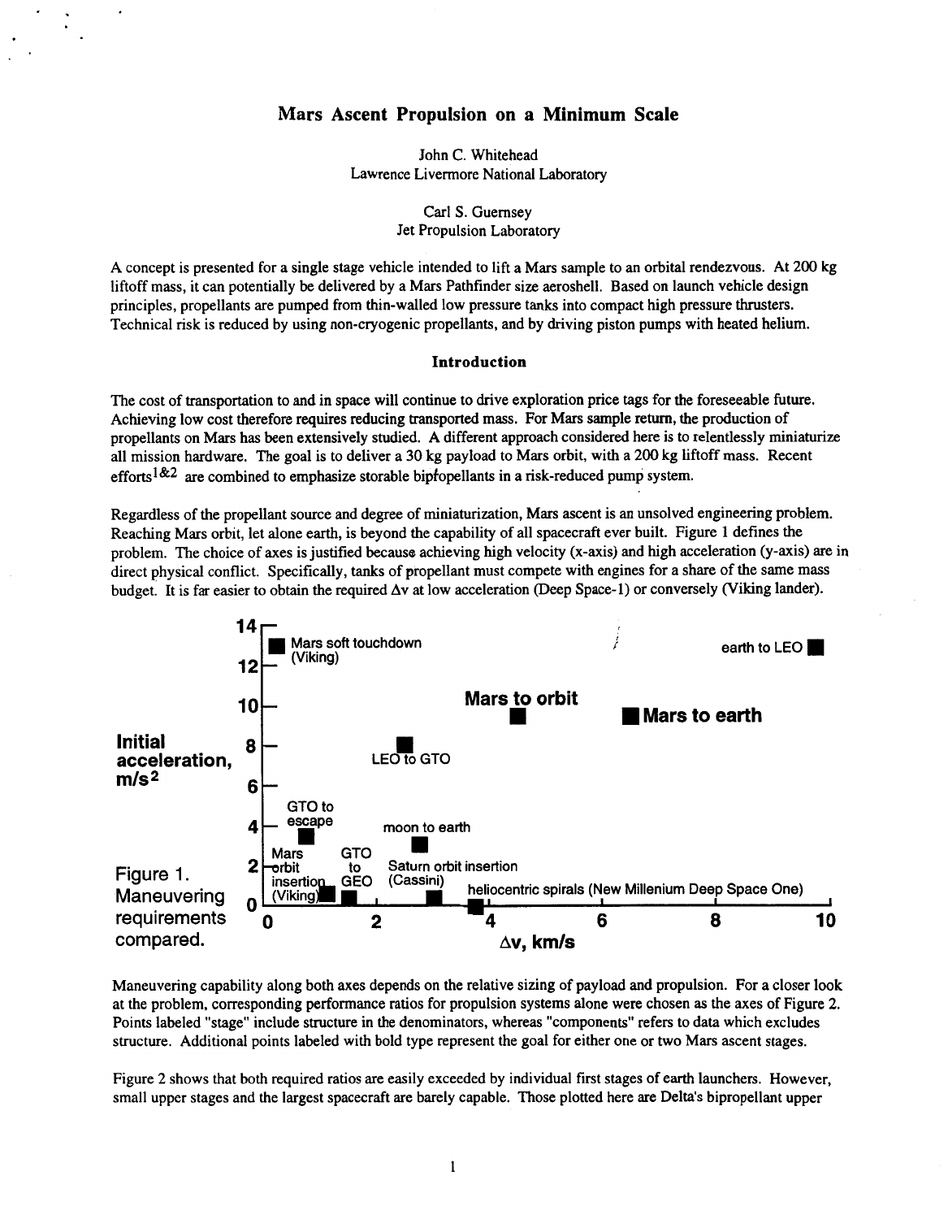# Mars Ascent Propulsion on a Minimum Scale

John C. Whitehead
Lawrence Livermore National Laboratory

Carl S. Guernsey
Jet Propulsion Laboratory

A concept is presented for a single stage vehicle intended to lift a Mars sample to an orbital rendezvous. At 200 kg liftoff mass, it can potentially be delivered by a Mars Pathfinder size aeroshell. Based on launch vehicle design principles, propellants are pumped from thin-walled low pressure tanks into compact high pressure thrusters. Technical risk is reduced by using non-cryogenic propellants, and by driving piston pumps with heated helium.

## Introduction

The cost of transportation to and in space will continue to drive exploration price tags for the foreseeable future. Achieving low cost therefore requires reducing transported mass. For Mars sample return, the production of propellants on Mars has been extensively studied. A different approach considered here is to relentlessly miniaturize all mission hardware. The goal is to deliver a 30 kg payload to Mars orbit, with a 200 kg liftoff mass. Recent efforts[1&2] are combined to emphasize storable bipropellants in a risk-reduced pump system.

Regardless of the propellant source and degree of miniaturization, Mars ascent is an unsolved engineering problem. Reaching Mars orbit, let alone earth, is beyond the capability of all spacecraft ever built. Figure 1 defines the problem. The choice of axes is justified because achieving high velocity (x-axis) and high acceleration (y-axis) are in direct physical conflict. Specifically, tanks of propellant must compete with engines for a share of the same mass budget. It is far easier to obtain the required Δv at low acceleration (Deep Space-1) or conversely (Viking lander).

Figure 1. Maneuvering requirements compared.

Maneuvering capability along both axes depends on the relative sizing of payload and propulsion. For a closer look at the problem, corresponding performance ratios for propulsion systems alone were chosen as the axes of Figure 2. Points labeled "stage" include structure in the denominators, whereas "components" refers to data which excludes structure. Additional points labeled with bold type represent the goal for either one or two Mars ascent stages.

Figure 2 shows that both required ratios are easily exceeded by individual first stages of earth launchers. However, small upper stages and the largest spacecraft are barely capable. Those plotted here are Delta's bipropellant upper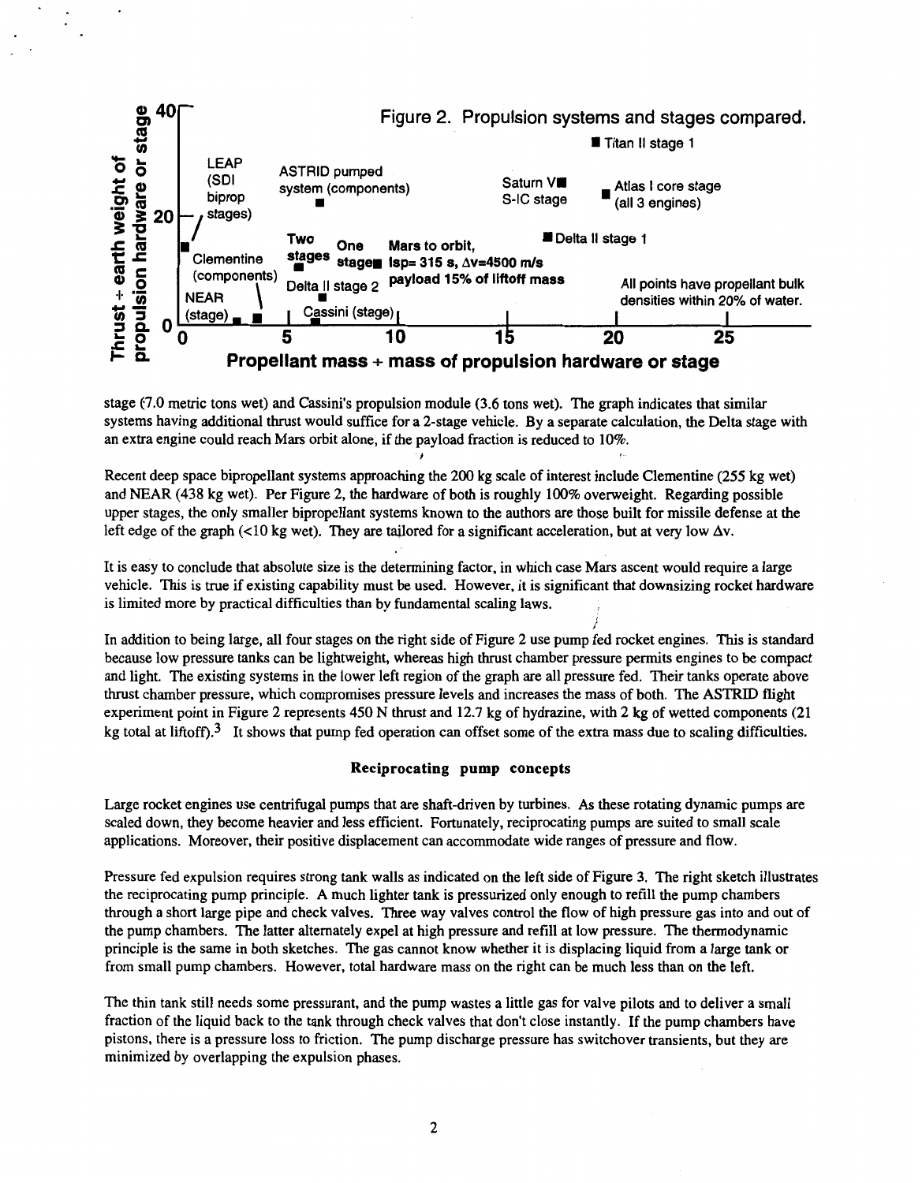Figure 2. Propulsion systems and stages compared.

stage (7.0 metric tons wet) and Cassini's propulsion module (3.6 tons wet). The graph indicates that similar systems having additional thrust would suffice for a 2-stage vehicle. By a separate calculation, the Delta stage with an extra engine could reach Mars orbit alone, if the payload fraction is reduced to 10%.

Recent deep space bipropellant systems approaching the 200 kg scale of interest include Clementine (255 kg wet) and NEAR (438 kg wet). Per Figure 2, the hardware of both is roughly 100% overweight. Regarding possible upper stages, the only smaller bipropellant systems known to the authors are those built for missile defense at the left edge of the graph (<10 kg wet). They are tailored for a significant acceleration, but at very low $\Delta v$.

It is easy to conclude that absolute size is the determining factor, in which case Mars ascent would require a large vehicle. This is true if existing capability must be used. However, it is significant that downsizing rocket hardware is limited more by practical difficulties than by fundamental scaling laws.

In addition to being large, all four stages on the right side of Figure 2 use pump fed rocket engines. This is standard because low pressure tanks can be lightweight, whereas high thrust chamber pressure permits engines to be compact and light. The existing systems in the lower left region of the graph are all pressure fed. Their tanks operate above thrust chamber pressure, which compromises pressure levels and increases the mass of both. The ASTRID flight experiment point in Figure 2 represents 450 N thrust and 12.7 kg of hydrazine, with 2 kg of wetted components (21 kg total at liftoff).[3] It shows that pump fed operation can offset some of the extra mass due to scaling difficulties.

### Reciprocating pump concepts

Large rocket engines use centrifugal pumps that are shaft-driven by turbines. As these rotating dynamic pumps are scaled down, they become heavier and less efficient. Fortunately, reciprocating pumps are suited to small scale applications. Moreover, their positive displacement can accommodate wide ranges of pressure and flow.

Pressure fed expulsion requires strong tank walls as indicated on the left side of Figure 3. The right sketch illustrates the reciprocating pump principle. A much lighter tank is pressurized only enough to refill the pump chambers through a short large pipe and check valves. Three way valves control the flow of high pressure gas into and out of the pump chambers. The latter alternately expel at high pressure and refill at low pressure. The thermodynamic principle is the same in both sketches. The gas cannot know whether it is displacing liquid from a large tank or from small pump chambers. However, total hardware mass on the right can be much less than on the left.

The thin tank still needs some pressurant, and the pump wastes a little gas for valve pilots and to deliver a small fraction of the liquid back to the tank through check valves that don't close instantly. If the pump chambers have pistons, there is a pressure loss to friction. The pump discharge pressure has switchover transients, but they are minimized by overlapping the expulsion phases.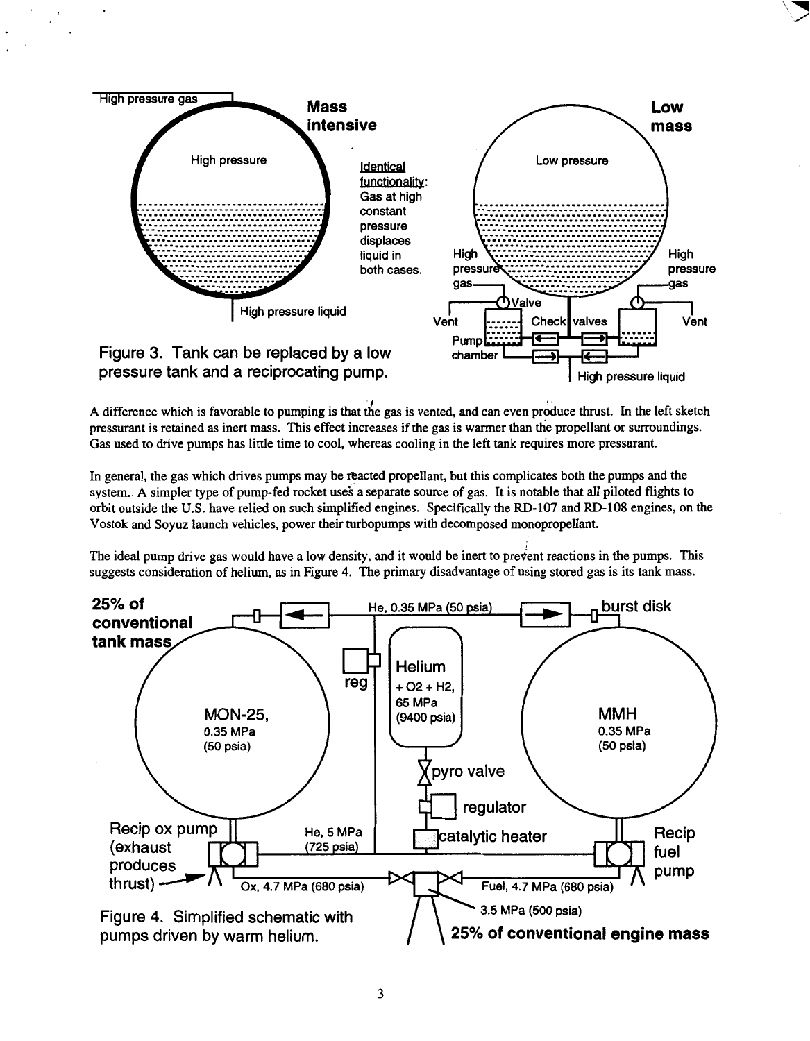Figure 3. Tank can be replaced by a low pressure tank and a reciprocating pump.

A difference which is favorable to pumping is that the gas is vented, and can even produce thrust. In the left sketch pressurant is retained as inert mass. This effect increases if the gas is warmer than the propellant or surroundings. Gas used to drive pumps has little time to cool, whereas cooling in the left tank requires more pressurant.

In general, the gas which drives pumps may be reacted propellant, but this complicates both the pumps and the system. A simpler type of pump-fed rocket uses a separate source of gas. It is notable that *all* piloted flights to orbit outside the U.S. have relied on such simplified engines. Specifically the RD-107 and RD-108 engines, on the Vostok and Soyuz launch vehicles, power their turbopumps with decomposed monopropellant.

The ideal pump drive gas would have a low density, and it would be inert to prevent reactions in the pumps. This suggests consideration of helium, as in Figure 4. The primary disadvantage of using stored gas is its tank mass.

Figure 4. Simplified schematic with pumps driven by warm helium.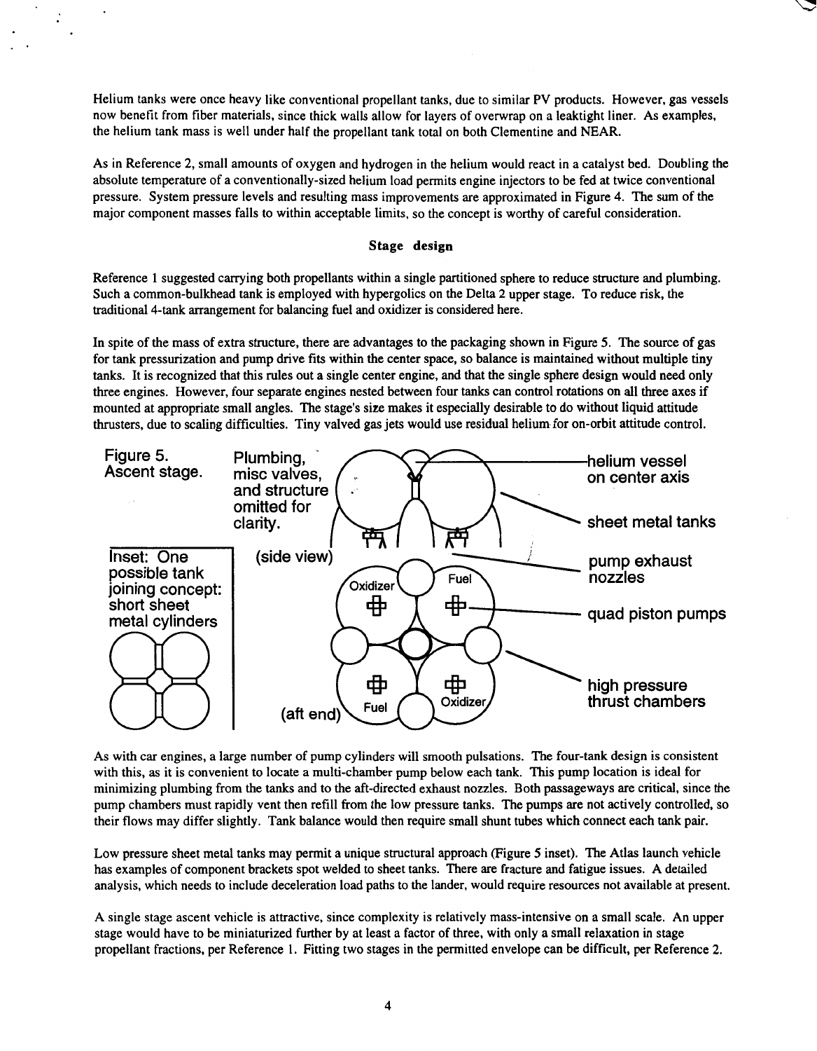Helium tanks were once heavy like conventional propellant tanks, due to similar PV products. However, gas vessels now benefit from fiber materials, since thick walls allow for layers of overwrap on a leaktight liner. As examples, the helium tank mass is well under half the propellant tank total on both Clementine and NEAR.

As in Reference 2, small amounts of oxygen and hydrogen in the helium would react in a catalyst bed. Doubling the absolute temperature of a conventionally-sized helium load permits engine injectors to be fed at twice conventional pressure. System pressure levels and resulting mass improvements are approximated in Figure 4. The sum of the major component masses falls to within acceptable limits, so the concept is worthy of careful consideration.

## Stage design

Reference 1 suggested carrying both propellants within a single partitioned sphere to reduce structure and plumbing. Such a common-bulkhead tank is employed with hypergolics on the Delta 2 upper stage. To reduce risk, the traditional 4-tank arrangement for balancing fuel and oxidizer is considered here.

In spite of the mass of extra structure, there are advantages to the packaging shown in Figure 5. The source of gas for tank pressurization and pump drive fits within the center space, so balance is maintained without multiple tiny tanks. It is recognized that this rules out a single center engine, and that the single sphere design would need only three engines. However, four separate engines nested between four tanks can control rotations on all three axes if mounted at appropriate small angles. The stage's size makes it especially desirable to do without liquid attitude thrusters, due to scaling difficulties. Tiny valved gas jets would use residual helium for on-orbit attitude control.

Figure 5. Ascent stage.

Plumbing, misc valves, and structure omitted for clarity.

(side view) — helium vessel on center axis; sheet metal tanks; pump exhaust nozzles

(aft end) — Oxidizer, Fuel, Fuel, Oxidizer; quad piston pumps; high pressure thrust chambers

Inset: One possible tank joining concept: short sheet metal cylinders

As with car engines, a large number of pump cylinders will smooth pulsations. The four-tank design is consistent with this, as it is convenient to locate a multi-chamber pump below each tank. This pump location is ideal for minimizing plumbing from the tanks and to the aft-directed exhaust nozzles. Both passageways are critical, since the pump chambers must rapidly vent then refill from the low pressure tanks. The pumps are not actively controlled, so their flows may differ slightly. Tank balance would then require small shunt tubes which connect each tank pair.

Low pressure sheet metal tanks may permit a unique structural approach (Figure 5 inset). The Atlas launch vehicle has examples of component brackets spot welded to sheet tanks. There are fracture and fatigue issues. A detailed analysis, which needs to include deceleration load paths to the lander, would require resources not available at present.

A single stage ascent vehicle is attractive, since complexity is relatively mass-intensive on a small scale. An upper stage would have to be miniaturized further by at least a factor of three, with only a small relaxation in stage propellant fractions, per Reference 1. Fitting two stages in the permitted envelope can be difficult, per Reference 2.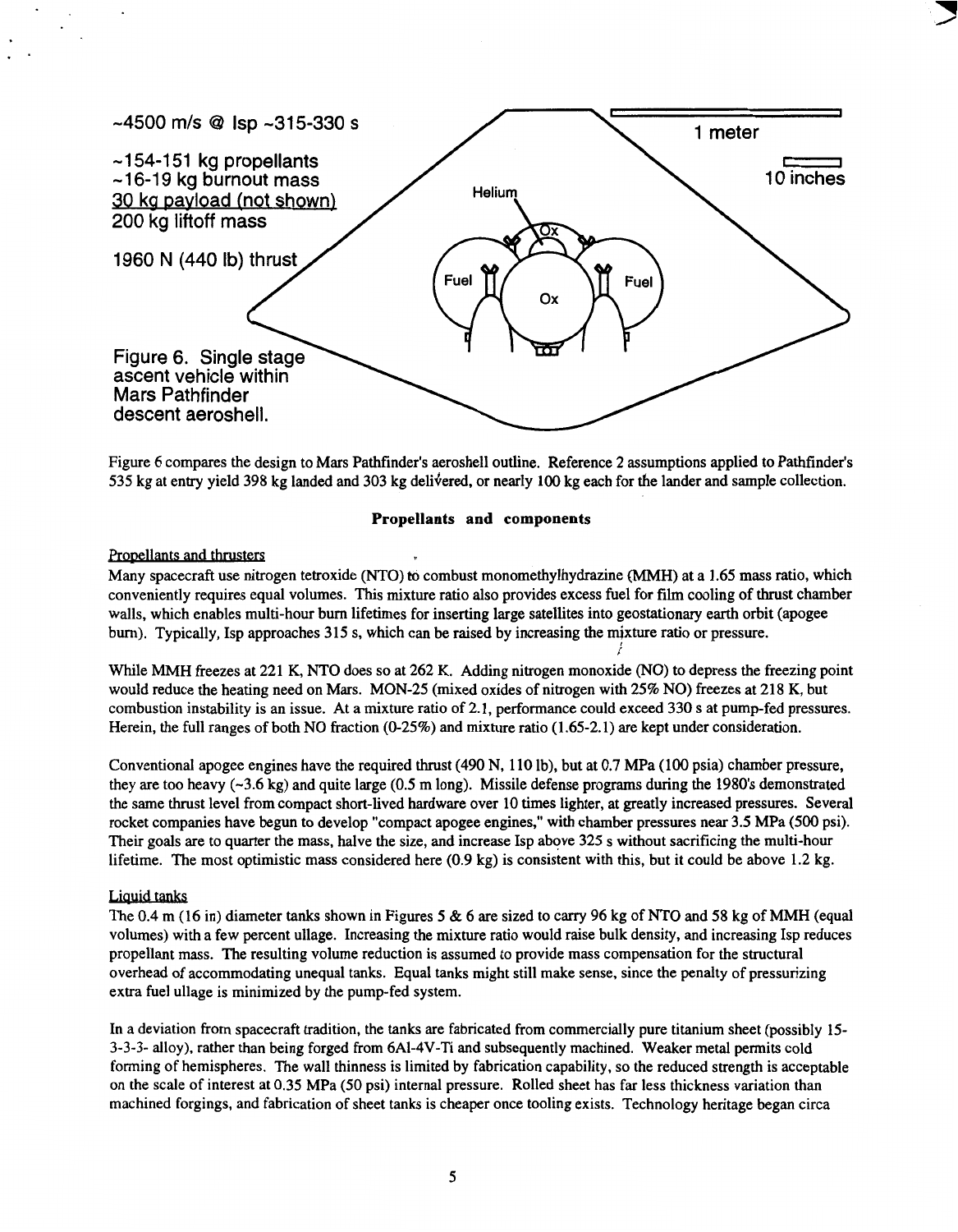~4500 m/s @ Isp ~315-330 s

~154-151 kg propellants
~16-19 kg burnout mass
30 kg payload (not shown)
200 kg liftoff mass

1960 N (440 lb) thrust

Figure 6. Single stage ascent vehicle within Mars Pathfinder descent aeroshell.

Figure 6 compares the design to Mars Pathfinder's aeroshell outline. Reference 2 assumptions applied to Pathfinder's 535 kg at entry yield 398 kg landed and 303 kg delivered, or nearly 100 kg each for the lander and sample collection.

## Propellants and components

### Propellants and thrusters

Many spacecraft use nitrogen tetroxide (NTO) to combust monomethylhydrazine (MMH) at a 1.65 mass ratio, which conveniently requires equal volumes. This mixture ratio also provides excess fuel for film cooling of thrust chamber walls, which enables multi-hour burn lifetimes for inserting large satellites into geostationary earth orbit (apogee burn). Typically, Isp approaches 315 s, which can be raised by increasing the mixture ratio or pressure.

While MMH freezes at 221 K, NTO does so at 262 K. Adding nitrogen monoxide (NO) to depress the freezing point would reduce the heating need on Mars. MON-25 (mixed oxides of nitrogen with 25% NO) freezes at 218 K, but combustion instability is an issue. At a mixture ratio of 2.1, performance could exceed 330 s at pump-fed pressures. Herein, the full ranges of both NO fraction (0-25%) and mixture ratio (1.65-2.1) are kept under consideration.

Conventional apogee engines have the required thrust (490 N, 110 lb), but at 0.7 MPa (100 psia) chamber pressure, they are too heavy (~3.6 kg) and quite large (0.5 m long). Missile defense programs during the 1980's demonstrated the same thrust level from compact short-lived hardware over 10 times lighter, at greatly increased pressures. Several rocket companies have begun to develop "compact apogee engines," with chamber pressures near 3.5 MPa (500 psi). Their goals are to quarter the mass, halve the size, and increase Isp above 325 s without sacrificing the multi-hour lifetime. The most optimistic mass considered here (0.9 kg) is consistent with this, but it could be above 1.2 kg.

### Liquid tanks

The 0.4 m (16 in) diameter tanks shown in Figures 5 & 6 are sized to carry 96 kg of NTO and 58 kg of MMH (equal volumes) with a few percent ullage. Increasing the mixture ratio would raise bulk density, and increasing Isp reduces propellant mass. The resulting volume reduction is assumed to provide mass compensation for the structural overhead of accommodating unequal tanks. Equal tanks might still make sense, since the penalty of pressurizing extra fuel ullage is minimized by the pump-fed system.

In a deviation from spacecraft tradition, the tanks are fabricated from commercially pure titanium sheet (possibly 15-3-3-3- alloy), rather than being forged from 6Al-4V-Ti and subsequently machined. Weaker metal permits cold forming of hemispheres. The wall thinness is limited by fabrication capability, so the reduced strength is acceptable on the scale of interest at 0.35 MPa (50 psi) internal pressure. Rolled sheet has far less thickness variation than machined forgings, and fabrication of sheet tanks is cheaper once tooling exists. Technology heritage began circa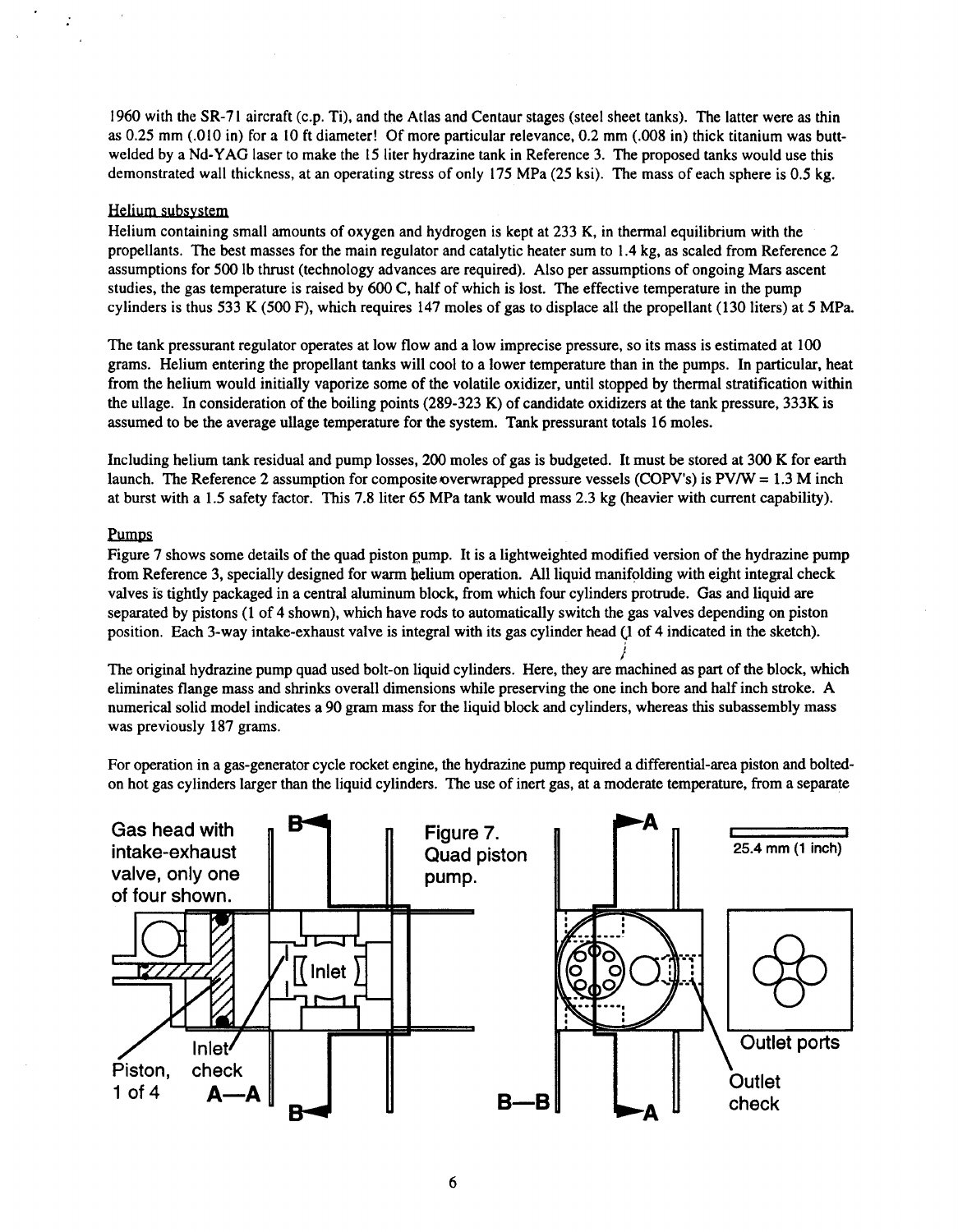1960 with the SR-71 aircraft (c.p. Ti), and the Atlas and Centaur stages (steel sheet tanks). The latter were as thin as 0.25 mm (.010 in) for a 10 ft diameter! Of more particular relevance, 0.2 mm (.008 in) thick titanium was butt-welded by a Nd-YAG laser to make the 15 liter hydrazine tank in Reference 3. The proposed tanks would use this demonstrated wall thickness, at an operating stress of only 175 MPa (25 ksi). The mass of each sphere is 0.5 kg.

Helium subsystem

Helium containing small amounts of oxygen and hydrogen is kept at 233 K, in thermal equilibrium with the propellants. The best masses for the main regulator and catalytic heater sum to 1.4 kg, as scaled from Reference 2 assumptions for 500 lb thrust (technology advances are required). Also per assumptions of ongoing Mars ascent studies, the gas temperature is raised by 600 C, half of which is lost. The effective temperature in the pump cylinders is thus 533 K (500 F), which requires 147 moles of gas to displace all the propellant (130 liters) at 5 MPa.

The tank pressurant regulator operates at low flow and a low imprecise pressure, so its mass is estimated at 100 grams. Helium entering the propellant tanks will cool to a lower temperature than in the pumps. In particular, heat from the helium would initially vaporize some of the volatile oxidizer, until stopped by thermal stratification within the ullage. In consideration of the boiling points (289-323 K) of candidate oxidizers at the tank pressure, 333K is assumed to be the average ullage temperature for the system. Tank pressurant totals 16 moles.

Including helium tank residual and pump losses, 200 moles of gas is budgeted. It must be stored at 300 K for earth launch. The Reference 2 assumption for composite overwrapped pressure vessels (COPV's) is PV/W = 1.3 M inch at burst with a 1.5 safety factor. This 7.8 liter 65 MPa tank would mass 2.3 kg (heavier with current capability).

Pumps

Figure 7 shows some details of the quad piston pump. It is a lightweighted modified version of the hydrazine pump from Reference 3, specially designed for warm helium operation. All liquid manifolding with eight integral check valves is tightly packaged in a central aluminum block, from which four cylinders protrude. Gas and liquid are separated by pistons (1 of 4 shown), which have rods to automatically switch the gas valves depending on piston position. Each 3-way intake-exhaust valve is integral with its gas cylinder head (1 of 4 indicated in the sketch).

The original hydrazine pump quad used bolt-on liquid cylinders. Here, they are machined as part of the block, which eliminates flange mass and shrinks overall dimensions while preserving the one inch bore and half inch stroke. A numerical solid model indicates a 90 gram mass for the liquid block and cylinders, whereas this subassembly mass was previously 187 grams.

For operation in a gas-generator cycle rocket engine, the hydrazine pump required a differential-area piston and bolted-on hot gas cylinders larger than the liquid cylinders. The use of inert gas, at a moderate temperature, from a separate

Gas head with intake-exhaust valve, only one of four shown. Piston, 1 of 4. Inlet. Inlet check. A—A. B—B. Outlet ports. Outlet check. 25.4 mm (1 inch)

Figure 7. Quad piston pump.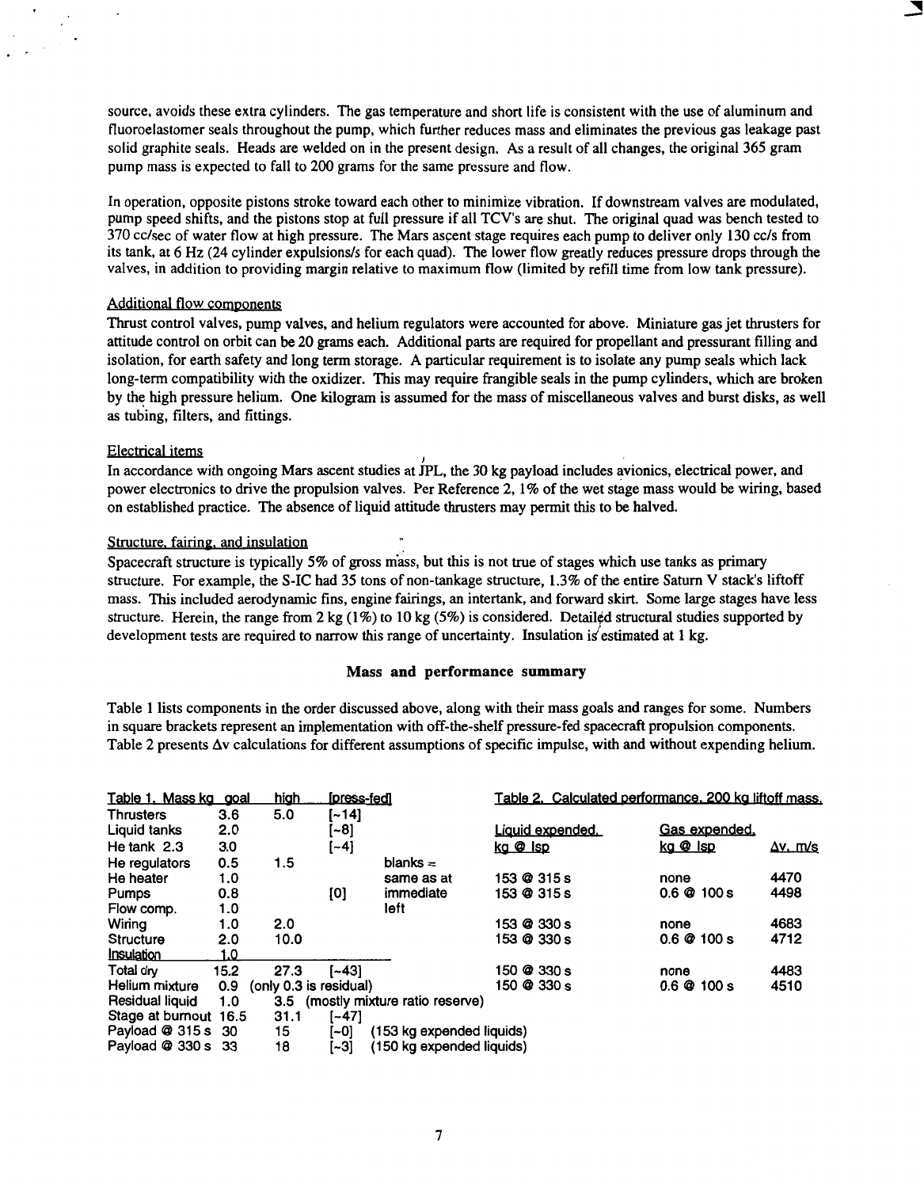source, avoids these extra cylinders. The gas temperature and short life is consistent with the use of aluminum and fluoroelastomer seals throughout the pump, which further reduces mass and eliminates the previous gas leakage past solid graphite seals. Heads are welded on in the present design. As a result of all changes, the original 365 gram pump mass is expected to fall to 200 grams for the same pressure and flow.

In operation, opposite pistons stroke toward each other to minimize vibration. If downstream valves are modulated, pump speed shifts, and the pistons stop at full pressure if all TCV's are shut. The original quad was bench tested to 370 cc/sec of water flow at high pressure. The Mars ascent stage requires each pump to deliver only 130 cc/s from its tank, at 6 Hz (24 cylinder expulsions/s for each quad). The lower flow greatly reduces pressure drops through the valves, in addition to providing margin relative to maximum flow (limited by refill time from low tank pressure).

### Additional flow components

Thrust control valves, pump valves, and helium regulators were accounted for above. Miniature gas jet thrusters for attitude control on orbit can be 20 grams each. Additional parts are required for propellant and pressurant filling and isolation, for earth safety and long term storage. A particular requirement is to isolate any pump seals which lack long-term compatibility with the oxidizer. This may require frangible seals in the pump cylinders, which are broken by the high pressure helium. One kilogram is assumed for the mass of miscellaneous valves and burst disks, as well as tubing, filters, and fittings.

### Electrical items

In accordance with ongoing Mars ascent studies at JPL, the 30 kg payload includes avionics, electrical power, and power electronics to drive the propulsion valves. Per Reference 2, 1% of the wet stage mass would be wiring, based on established practice. The absence of liquid attitude thrusters may permit this to be halved.

### Structure, fairing, and insulation

Spacecraft structure is typically 5% of gross mass, but this is not true of stages which use tanks as primary structure. For example, the S-IC had 35 tons of non-tankage structure, 1.3% of the entire Saturn V stack's liftoff mass. This included aerodynamic fins, engine fairings, an intertank, and forward skirt. Some large stages have less structure. Herein, the range from 2 kg (1%) to 10 kg (5%) is considered. Detailed structural studies supported by development tests are required to narrow this range of uncertainty. Insulation is estimated at 1 kg.

## Mass and performance summary

Table 1 lists components in the order discussed above, along with their mass goals and ranges for some. Numbers in square brackets represent an implementation with off-the-shelf pressure-fed spacecraft propulsion components. Table 2 presents Δv calculations for different assumptions of specific impulse, with and without expending helium.

Table 1. Mass kg

| | goal | high | [press-fed] | |
|---|---|---|---|---|
| Thrusters | 3.6 | 5.0 | [~14] | |
| Liquid tanks | 2.0 | | [~8] | |
| He tank | 2.3 | 3.0 | [~4] | |
| He regulators | 0.5 | 1.5 | | blanks = |
| He heater | 1.0 | | | same as at |
| Pumps | 0.8 | | [0] | immediate |
| Flow comp. | 1.0 | | | left |
| Wiring | 1.0 | 2.0 | | |
| Structure | 2.0 | 10.0 | | |
| Insulation | 1.0 | | | |
| Total dry | 15.2 | 27.3 | [~43] | |
| Helium mixture | 0.9 | (only 0.3 is residual) | | |
| Residual liquid | 1.0 | 3.5 | (mostly mixture ratio reserve) | |
| Stage at burnout | 16.5 | 31.1 | [~47] | |
| Payload @ 315 s | 30 | 15 | [~0] | (153 kg expended liquids) |
| Payload @ 330 s | 33 | 18 | [~3] | (150 kg expended liquids) |

Table 2. Calculated performance, 200 kg liftoff mass.

| Liquid expended, kg @ Isp | Gas expended, kg @ Isp | Δv, m/s |
|---|---|---|
| 153 @ 315 s | none | 4470 |
| 153 @ 315 s | 0.6 @ 100 s | 4498 |
| 153 @ 330 s | none | 4683 |
| 153 @ 330 s | 0.6 @ 100 s | 4712 |
| 150 @ 330 s | none | 4483 |
| 150 @ 330 s | 0.6 @ 100 s | 4510 |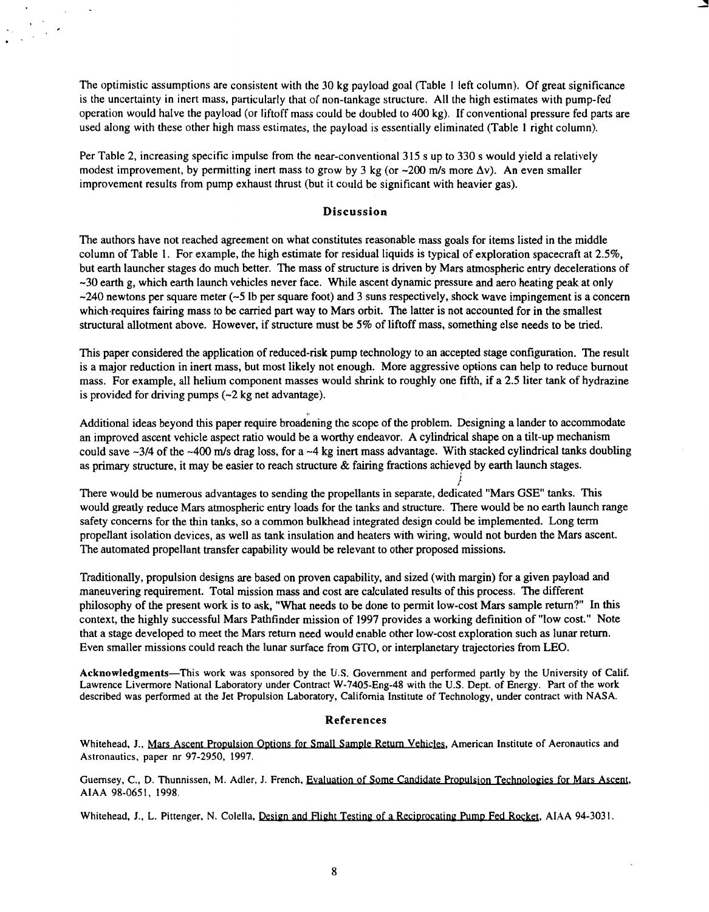The optimistic assumptions are consistent with the 30 kg payload goal (Table 1 left column). Of great significance is the uncertainty in inert mass, particularly that of non-tankage structure. All the high estimates with pump-fed operation would halve the payload (or liftoff mass could be doubled to 400 kg). If conventional pressure fed parts are used along with these other high mass estimates, the payload is essentially eliminated (Table 1 right column).

Per Table 2, increasing specific impulse from the near-conventional 315 s up to 330 s would yield a relatively modest improvement, by permitting inert mass to grow by 3 kg (or ~200 m/s more $\Delta v$). An even smaller improvement results from pump exhaust thrust (but it could be significant with heavier gas).

## Discussion

The authors have not reached agreement on what constitutes reasonable mass goals for items listed in the middle column of Table 1. For example, the high estimate for residual liquids is typical of exploration spacecraft at 2.5%, but earth launcher stages do much better. The mass of structure is driven by Mars atmospheric entry decelerations of ~30 earth g, which earth launch vehicles never face. While ascent dynamic pressure and aero heating peak at only ~240 newtons per square meter (~5 lb per square foot) and 3 suns respectively, shock wave impingement is a concern which requires fairing mass to be carried part way to Mars orbit. The latter is not accounted for in the smallest structural allotment above. However, if structure must be 5% of liftoff mass, something else needs to be tried.

This paper considered the application of reduced-risk pump technology to an accepted stage configuration. The result is a major reduction in inert mass, but most likely not enough. More aggressive options can help to reduce burnout mass. For example, all helium component masses would shrink to roughly one fifth, if a 2.5 liter tank of hydrazine is provided for driving pumps (~2 kg net advantage).

Additional ideas beyond this paper require broadening the scope of the problem. Designing a lander to accommodate an improved ascent vehicle aspect ratio would be a worthy endeavor. A cylindrical shape on a tilt-up mechanism could save ~3/4 of the ~400 m/s drag loss, for a ~4 kg inert mass advantage. With stacked cylindrical tanks doubling as primary structure, it may be easier to reach structure & fairing fractions achieved by earth launch stages.

There would be numerous advantages to sending the propellants in separate, dedicated "Mars GSE" tanks. This would greatly reduce Mars atmospheric entry loads for the tanks and structure. There would be no earth launch range safety concerns for the thin tanks, so a common bulkhead integrated design could be implemented. Long term propellant isolation devices, as well as tank insulation and heaters with wiring, would not burden the Mars ascent. The automated propellant transfer capability would be relevant to other proposed missions.

Traditionally, propulsion designs are based on proven capability, and sized (with margin) for a given payload and maneuvering requirement. Total mission mass and cost are calculated results of this process. The different philosophy of the present work is to ask, "What needs to be done to permit low-cost Mars sample return?" In this context, the highly successful Mars Pathfinder mission of 1997 provides a working definition of "low cost." Note that a stage developed to meet the Mars return need would enable other low-cost exploration such as lunar return. Even smaller missions could reach the lunar surface from GTO, or interplanetary trajectories from LEO.

**Acknowledgments**—This work was sponsored by the U.S. Government and performed partly by the University of Calif. Lawrence Livermore National Laboratory under Contract W-7405-Eng-48 with the U.S. Dept. of Energy. Part of the work described was performed at the Jet Propulsion Laboratory, California Institute of Technology, under contract with NASA.

## References

Whitehead, J., Mars Ascent Propulsion Options for Small Sample Return Vehicles, American Institute of Aeronautics and Astronautics, paper nr 97-2950, 1997.

Guernsey, C., D. Thunnissen, M. Adler, J. French, Evaluation of Some Candidate Propulsion Technologies for Mars Ascent, AIAA 98-0651, 1998.

Whitehead, J., L. Pittenger, N. Colella, Design and Flight Testing of a Reciprocating Pump Fed Rocket, AIAA 94-3031.